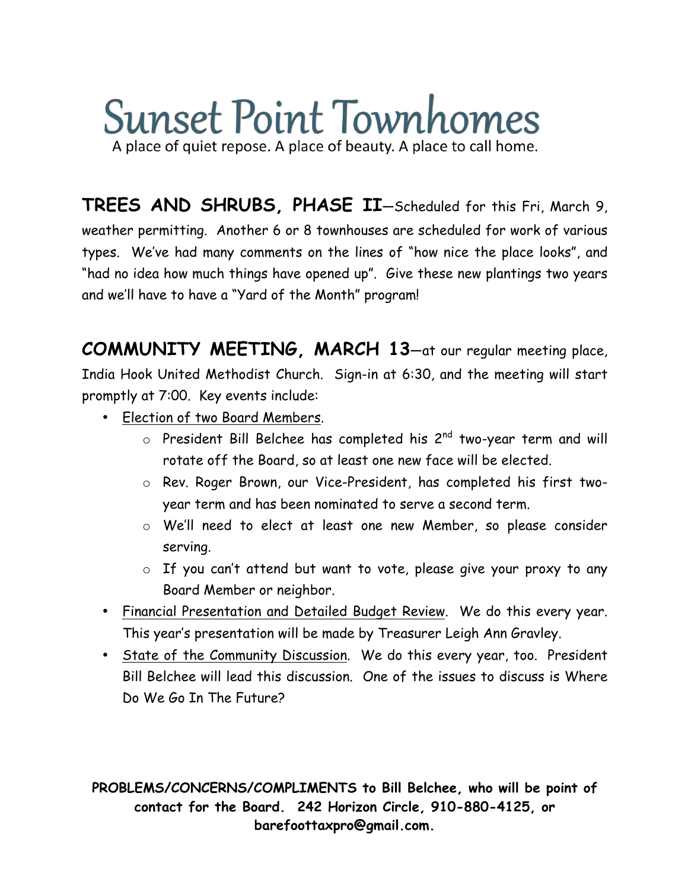# Sunset Point Townhomes

A place of quiet repose. A place of beauty. A place to call home.

**TREES AND SHRUBS, PHASE II**—Scheduled for this Fri, March 9, weather permitting. Another 6 or 8 townhouses are scheduled for work of various types. We've had many comments on the lines of "how nice the place looks", and "had no idea how much things have opened up". Give these new plantings two years and we'll have to have a "Yard of the Month" program!

**COMMUNITY MEETING, MARCH 13**—at our regular meeting place, India Hook United Methodist Church. Sign-in at 6:30, and the meeting will start promptly at 7:00. Key events include:

- Election of two Board Members.
  - President Bill Belchee has completed his 2nd two-year term and will rotate off the Board, so at least one new face will be elected.
  - Rev. Roger Brown, our Vice-President, has completed his first two-year term and has been nominated to serve a second term.
  - We'll need to elect at least one new Member, so please consider serving.
  - If you can't attend but want to vote, please give your proxy to any Board Member or neighbor.
- Financial Presentation and Detailed Budget Review. We do this every year. This year's presentation will be made by Treasurer Leigh Ann Gravley.
- State of the Community Discussion. We do this every year, too. President Bill Belchee will lead this discussion. One of the issues to discuss is Where Do We Go In The Future?

**PROBLEMS/CONCERNS/COMPLIMENTS to Bill Belchee, who will be point of contact for the Board. 242 Horizon Circle, 910-880-4125, or barefoottaxpro@gmail.com.**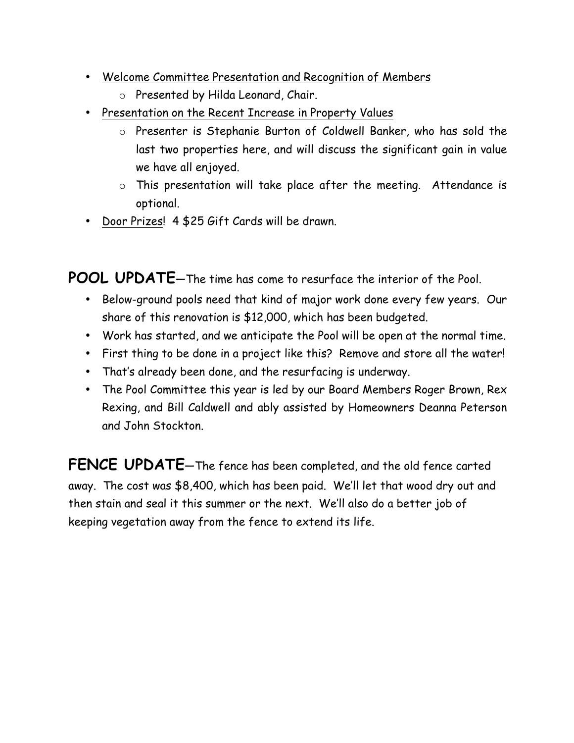- Welcome Committee Presentation and Recognition of Members
  - Presented by Hilda Leonard, Chair.
- Presentation on the Recent Increase in Property Values
  - Presenter is Stephanie Burton of Coldwell Banker, who has sold the last two properties here, and will discuss the significant gain in value we have all enjoyed.
  - This presentation will take place after the meeting. Attendance is optional.
- Door Prizes! 4 $25 Gift Cards will be drawn.

**POOL UPDATE**—The time has come to resurface the interior of the Pool.

- Below-ground pools need that kind of major work done every few years. Our share of this renovation is $12,000, which has been budgeted.
- Work has started, and we anticipate the Pool will be open at the normal time.
- First thing to be done in a project like this? Remove and store all the water!
- That's already been done, and the resurfacing is underway.
- The Pool Committee this year is led by our Board Members Roger Brown, Rex Rexing, and Bill Caldwell and ably assisted by Homeowners Deanna Peterson and John Stockton.

**FENCE UPDATE**—The fence has been completed, and the old fence carted away. The cost was $8,400, which has been paid. We'll let that wood dry out and then stain and seal it this summer or the next. We'll also do a better job of keeping vegetation away from the fence to extend its life.